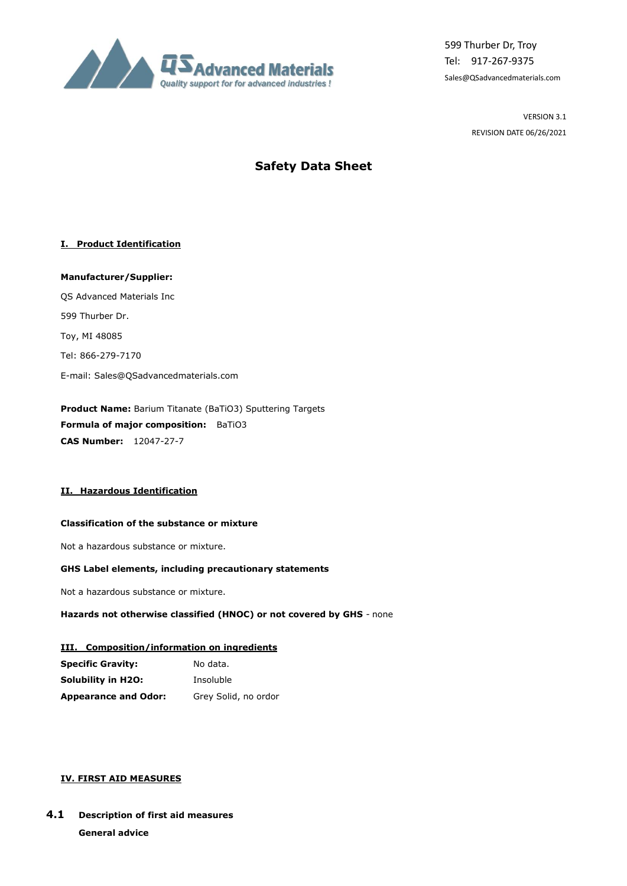599 Thurber Dr, Troy
Tel: 917-267-9375
Sales@QSadvancedmaterials.com

VERSION 3.1
REVISION DATE 06/26/2021

# Safety Data Sheet

## I. Product Identification

**Manufacturer/Supplier:**

QS Advanced Materials Inc

599 Thurber Dr.

Toy, MI 48085

Tel: 866-279-7170

E-mail: Sales@QSadvancedmaterials.com

**Product Name:** Barium Titanate ($BaTiO_3$) Sputtering Targets
**Formula of major composition:** $BaTiO_3$
**CAS Number:** 12047-27-7

## II. Hazardous Identification

**Classification of the substance or mixture**

Not a hazardous substance or mixture.

**GHS Label elements, including precautionary statements**

Not a hazardous substance or mixture.

**Hazards not otherwise classified (HNOC) or not covered by GHS** - none

## III. Composition/information on ingredients

| | |
|---|---|
| **Specific Gravity:** | No data. |
| **Solubility in H2O:** | Insoluble |
| **Appearance and Odor:** | Grey Solid, no ordor |

## IV. FIRST AID MEASURES

### 4.1 Description of first aid measures

**General advice**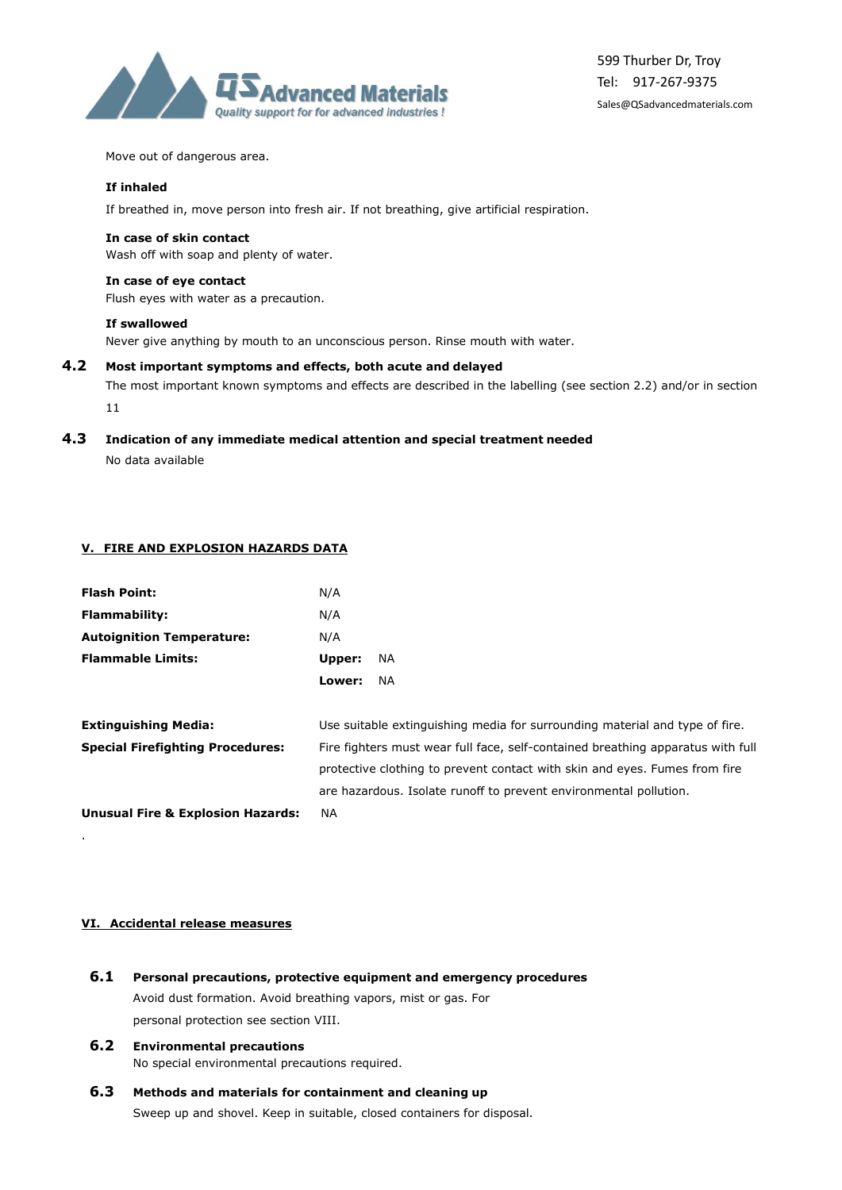Move out of dangerous area.

**If inhaled**

If breathed in, move person into fresh air. If not breathing, give artificial respiration.

**In case of skin contact**

Wash off with soap and plenty of water.

**In case of eye contact**

Flush eyes with water as a precaution.

**If swallowed**

Never give anything by mouth to an unconscious person. Rinse mouth with water.

**4.2 Most important symptoms and effects, both acute and delayed**

The most important known symptoms and effects are described in the labelling (see section 2.2) and/or in section 11

**4.3 Indication of any immediate medical attention and special treatment needed**

No data available

## V. FIRE AND EXPLOSION HAZARDS DATA

| | |
|---|---|
| **Flash Point:** | N/A |
| **Flammability:** | N/A |
| **Autoignition Temperature:** | N/A |
| **Flammable Limits:** | **Upper:** NA |
| | **Lower:** NA |
| **Extinguishing Media:** | Use suitable extinguishing media for surrounding material and type of fire. |
| **Special Firefighting Procedures:** | Fire fighters must wear full face, self-contained breathing apparatus with full protective clothing to prevent contact with skin and eyes. Fumes from fire are hazardous. Isolate runoff to prevent environmental pollution. |
| **Unusual Fire & Explosion Hazards:** | NA |

.

## VI. Accidental release measures

**6.1 Personal precautions, protective equipment and emergency procedures**

Avoid dust formation. Avoid breathing vapors, mist or gas. For personal protection see section VIII.

**6.2 Environmental precautions**

No special environmental precautions required.

**6.3 Methods and materials for containment and cleaning up**

Sweep up and shovel. Keep in suitable, closed containers for disposal.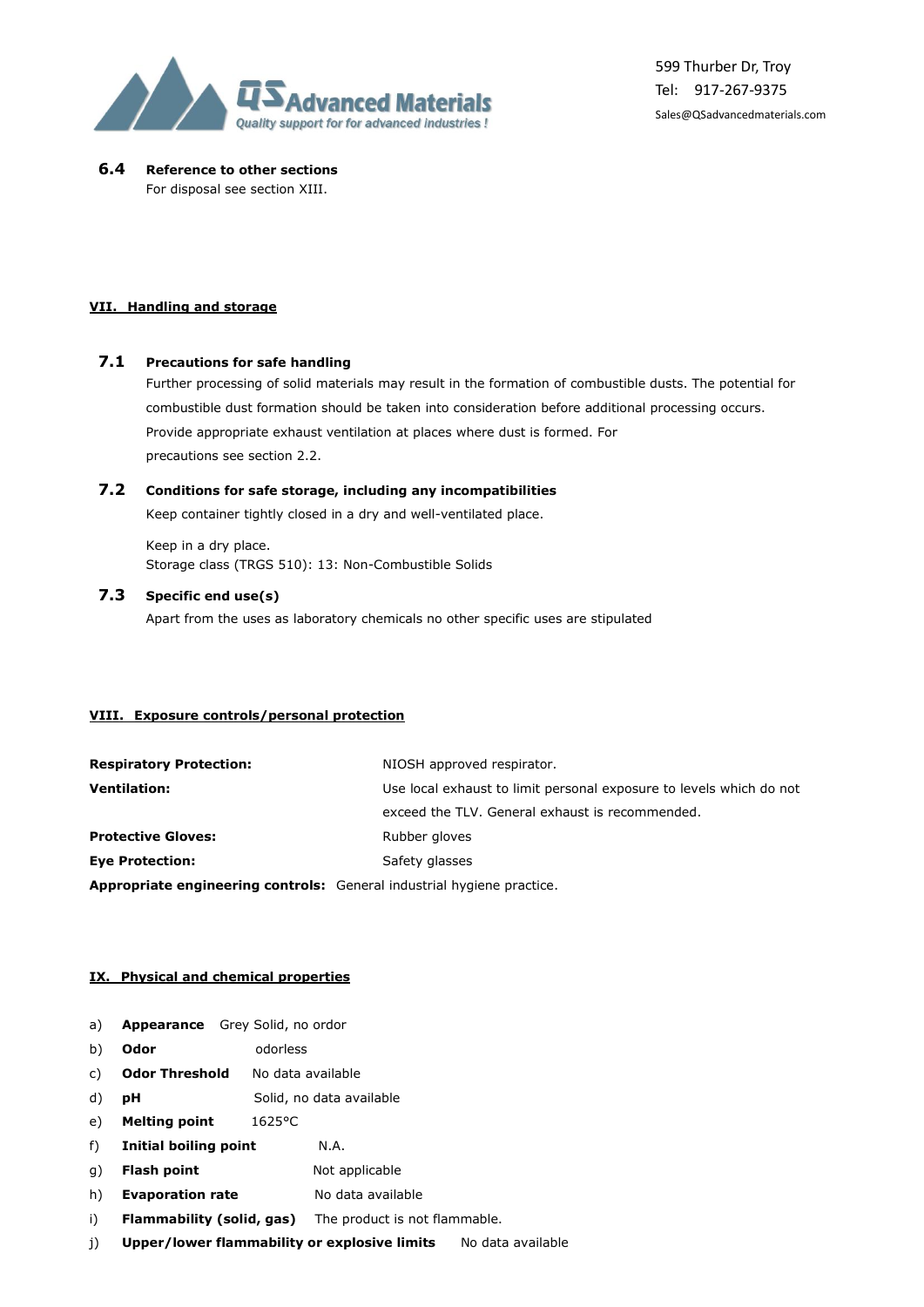**6.4 Reference to other sections**

For disposal see section XIII.

## VII. Handling and storage

**7.1 Precautions for safe handling**

Further processing of solid materials may result in the formation of combustible dusts. The potential for combustible dust formation should be taken into consideration before additional processing occurs. Provide appropriate exhaust ventilation at places where dust is formed. For precautions see section 2.2.

**7.2 Conditions for safe storage, including any incompatibilities**

Keep container tightly closed in a dry and well-ventilated place.

Keep in a dry place.
Storage class (TRGS 510): 13: Non-Combustible Solids

**7.3 Specific end use(s)**

Apart from the uses as laboratory chemicals no other specific uses are stipulated

## VIII. Exposure controls/personal protection

| | |
|---|---|
| **Respiratory Protection:** | NIOSH approved respirator. |
| **Ventilation:** | Use local exhaust to limit personal exposure to levels which do not exceed the TLV. General exhaust is recommended. |
| **Protective Gloves:** | Rubber gloves |
| **Eye Protection:** | Safety glasses |

**Appropriate engineering controls:** General industrial hygiene practice.

## IX. Physical and chemical properties

a) **Appearance** Grey Solid, no ordor
b) **Odor** odorless
c) **Odor Threshold** No data available
d) **pH** Solid, no data available
e) **Melting point** 1625°C
f) **Initial boiling point** N.A.
g) **Flash point** Not applicable
h) **Evaporation rate** No data available
i) **Flammability (solid, gas)** The product is not flammable.
j) **Upper/lower flammability or explosive limits** No data available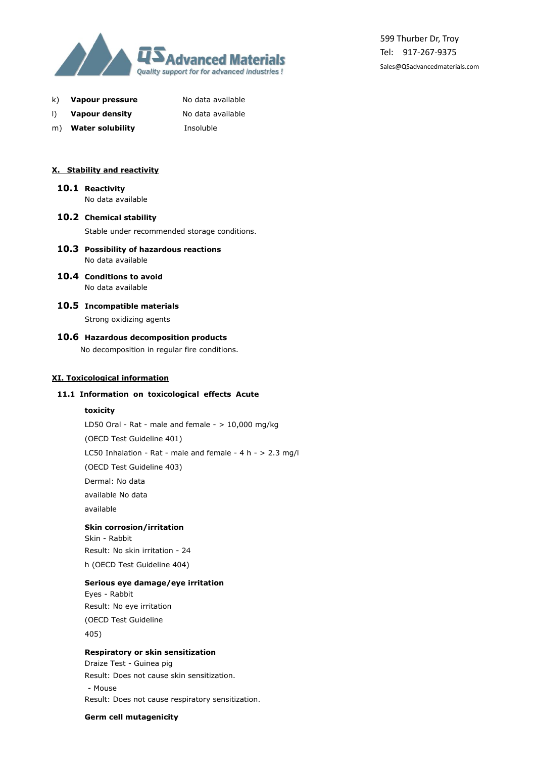k) **Vapour pressure** No data available

l) **Vapour density** No data available

m) **Water solubility** Insoluble

## X. Stability and reactivity

### 10.1 Reactivity

No data available

### 10.2 Chemical stability

Stable under recommended storage conditions.

### 10.3 Possibility of hazardous reactions

No data available

### 10.4 Conditions to avoid

No data available

### 10.5 Incompatible materials

Strong oxidizing agents

### 10.6 Hazardous decomposition products

No decomposition in regular fire conditions.

## XI. Toxicological information

### 11.1 Information on toxicological effects Acute

**toxicity**

LD50 Oral - Rat - male and female - > 10,000 mg/kg

(OECD Test Guideline 401)

LC50 Inhalation - Rat - male and female - 4 h - > 2.3 mg/l

(OECD Test Guideline 403)

Dermal: No data

available No data

available

**Skin corrosion/irritation**

Skin - Rabbit

Result: No skin irritation - 24

h (OECD Test Guideline 404)

**Serious eye damage/eye irritation**

Eyes - Rabbit

Result: No eye irritation

(OECD Test Guideline

405)

**Respiratory or skin sensitization**

Draize Test - Guinea pig

Result: Does not cause skin sensitization.

- Mouse

Result: Does not cause respiratory sensitization.

**Germ cell mutagenicity**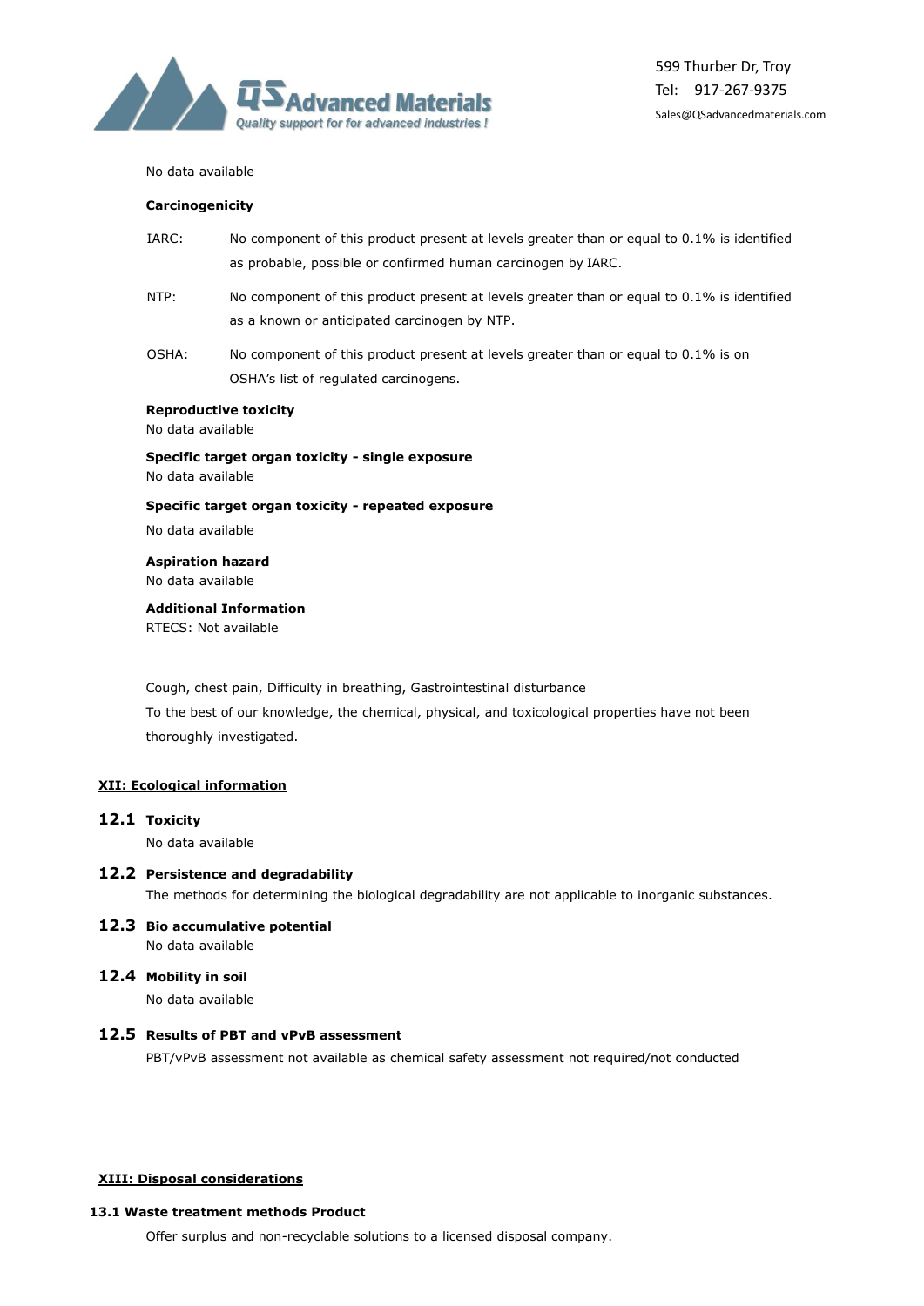No data available

**Carcinogenicity**

IARC: No component of this product present at levels greater than or equal to 0.1% is identified as probable, possible or confirmed human carcinogen by IARC.

NTP: No component of this product present at levels greater than or equal to 0.1% is identified as a known or anticipated carcinogen by NTP.

OSHA: No component of this product present at levels greater than or equal to 0.1% is on OSHA's list of regulated carcinogens.

**Reproductive toxicity**
No data available

**Specific target organ toxicity - single exposure**
No data available

**Specific target organ toxicity - repeated exposure**
No data available

**Aspiration hazard**
No data available

**Additional Information**
RTECS: Not available

Cough, chest pain, Difficulty in breathing, Gastrointestinal disturbance
To the best of our knowledge, the chemical, physical, and toxicological properties have not been thoroughly investigated.

## XII: Ecological information

### 12.1 Toxicity
No data available

### 12.2 Persistence and degradability
The methods for determining the biological degradability are not applicable to inorganic substances.

### 12.3 Bio accumulative potential
No data available

### 12.4 Mobility in soil
No data available

### 12.5 Results of PBT and vPvB assessment
PBT/vPvB assessment not available as chemical safety assessment not required/not conducted

## XIII: Disposal considerations

### 13.1 Waste treatment methods Product

Offer surplus and non-recyclable solutions to a licensed disposal company.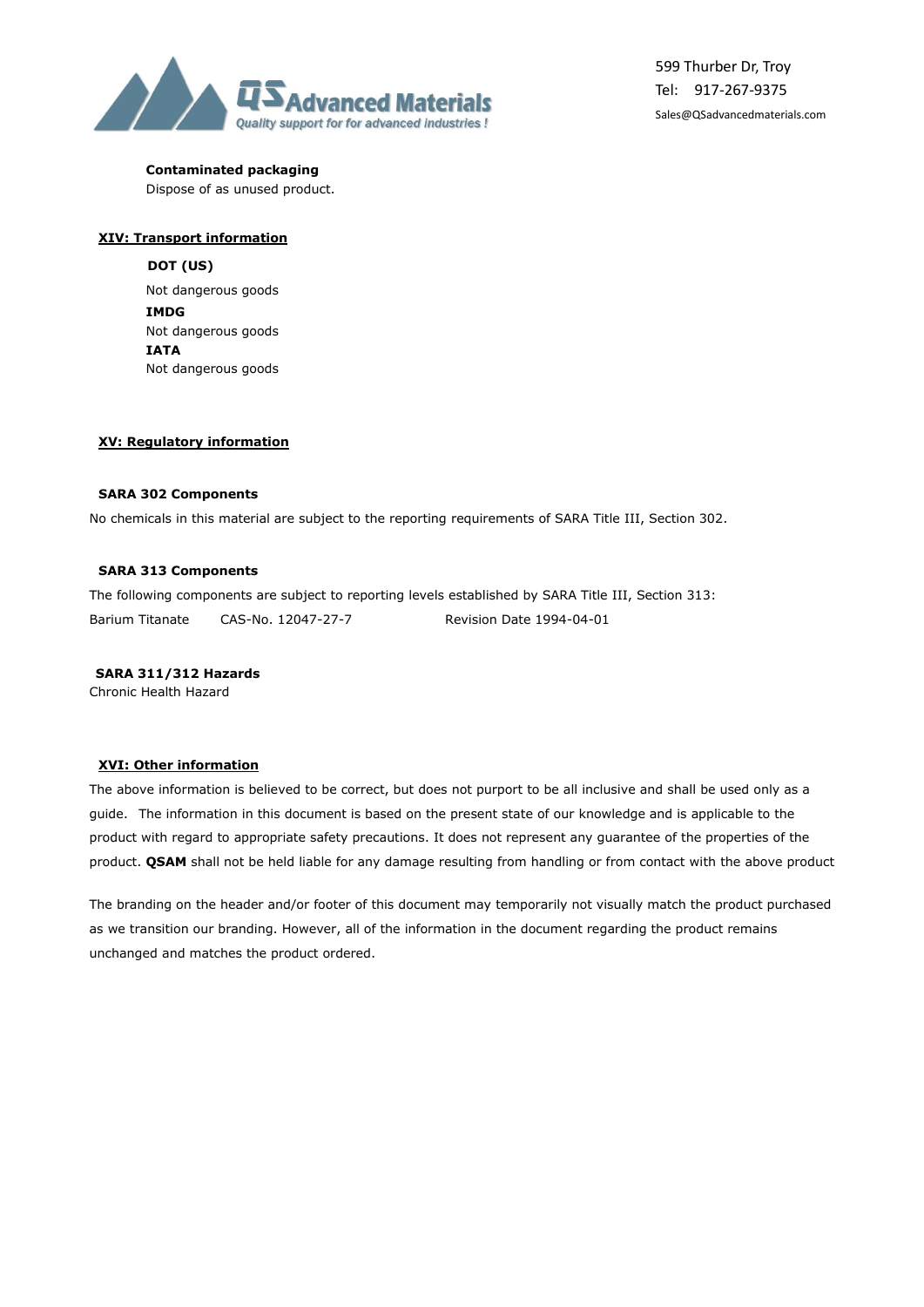**Contaminated packaging**

Dispose of as unused product.

## XIV: Transport information

**DOT (US)**

Not dangerous goods

**IMDG**

Not dangerous goods

**IATA**

Not dangerous goods

## XV: Regulatory information

**SARA 302 Components**

No chemicals in this material are subject to the reporting requirements of SARA Title III, Section 302.

**SARA 313 Components**

The following components are subject to reporting levels established by SARA Title III, Section 313:

| | | |
|---|---|---|
| Barium Titanate | CAS-No. 12047-27-7 | Revision Date 1994-04-01 |

**SARA 311/312 Hazards**

Chronic Health Hazard

## XVI: Other information

The above information is believed to be correct, but does not purport to be all inclusive and shall be used only as a guide. The information in this document is based on the present state of our knowledge and is applicable to the product with regard to appropriate safety precautions. It does not represent any guarantee of the properties of the product. **QSAM** shall not be held liable for any damage resulting from handling or from contact with the above product

The branding on the header and/or footer of this document may temporarily not visually match the product purchased as we transition our branding. However, all of the information in the document regarding the product remains unchanged and matches the product ordered.